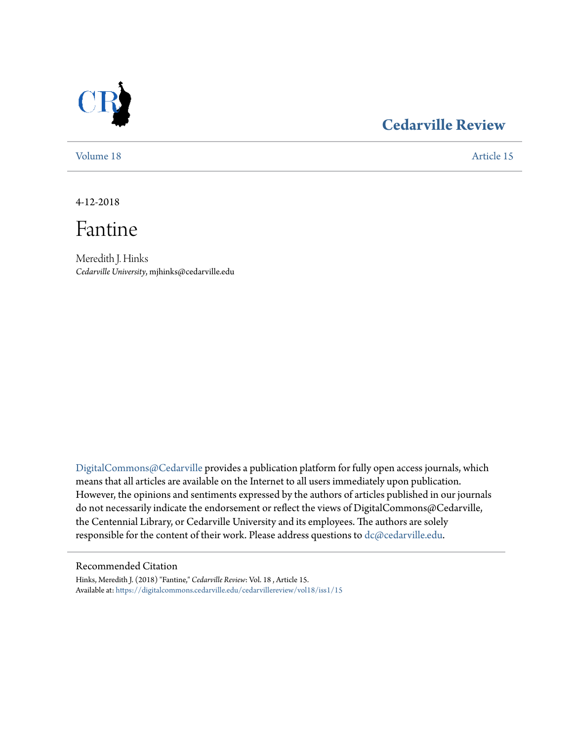**Cedarville Review**

Volume 18 | Article 15

4-12-2018

# Fantine

Meredith J. Hinks
*Cedarville University*, mjhinks@cedarville.edu

DigitalCommons@Cedarville provides a publication platform for fully open access journals, which means that all articles are available on the Internet to all users immediately upon publication. However, the opinions and sentiments expressed by the authors of articles published in our journals do not necessarily indicate the endorsement or reflect the views of DigitalCommons@Cedarville, the Centennial Library, or Cedarville University and its employees. The authors are solely responsible for the content of their work. Please address questions to dc@cedarville.edu.

## Recommended Citation

Hinks, Meredith J. (2018) "Fantine," *Cedarville Review*: Vol. 18 , Article 15.
Available at: https://digitalcommons.cedarville.edu/cedarvillereview/vol18/iss1/15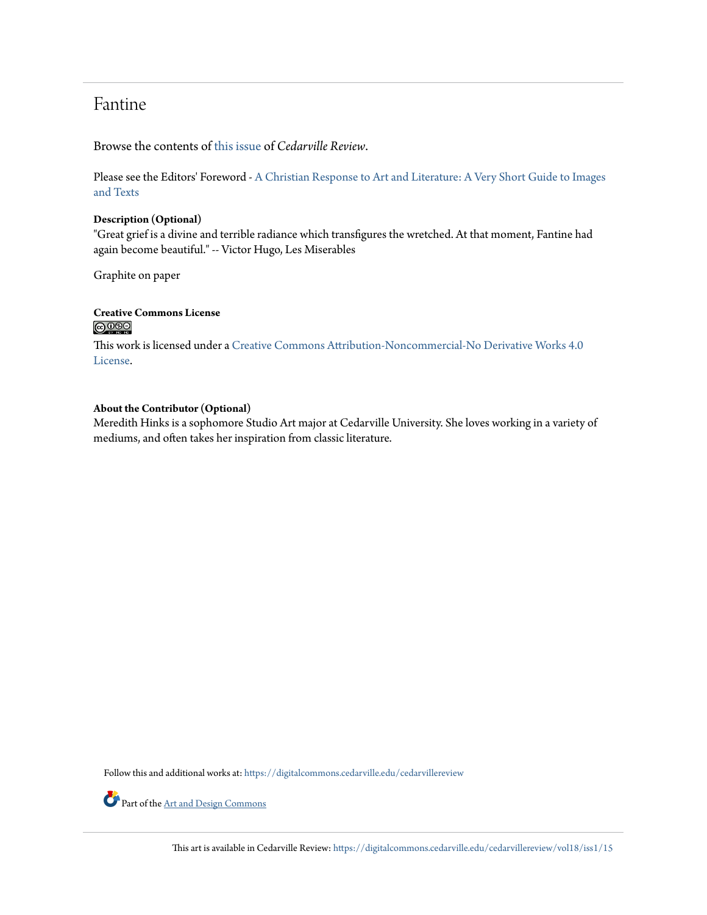# Fantine

Browse the contents of this issue of *Cedarville Review*.

Please see the Editors' Foreword - A Christian Response to Art and Literature: A Very Short Guide to Images and Texts

**Description (Optional)**

"Great grief is a divine and terrible radiance which transfigures the wretched. At that moment, Fantine had again become beautiful." -- Victor Hugo, Les Miserables

Graphite on paper

**Creative Commons License**

This work is licensed under a Creative Commons Attribution-Noncommercial-No Derivative Works 4.0 License.

**About the Contributor (Optional)**

Meredith Hinks is a sophomore Studio Art major at Cedarville University. She loves working in a variety of mediums, and often takes her inspiration from classic literature.

Follow this and additional works at: https://digitalcommons.cedarville.edu/cedarvillereview

Part of the Art and Design Commons

This art is available in Cedarville Review: https://digitalcommons.cedarville.edu/cedarvillereview/vol18/iss1/15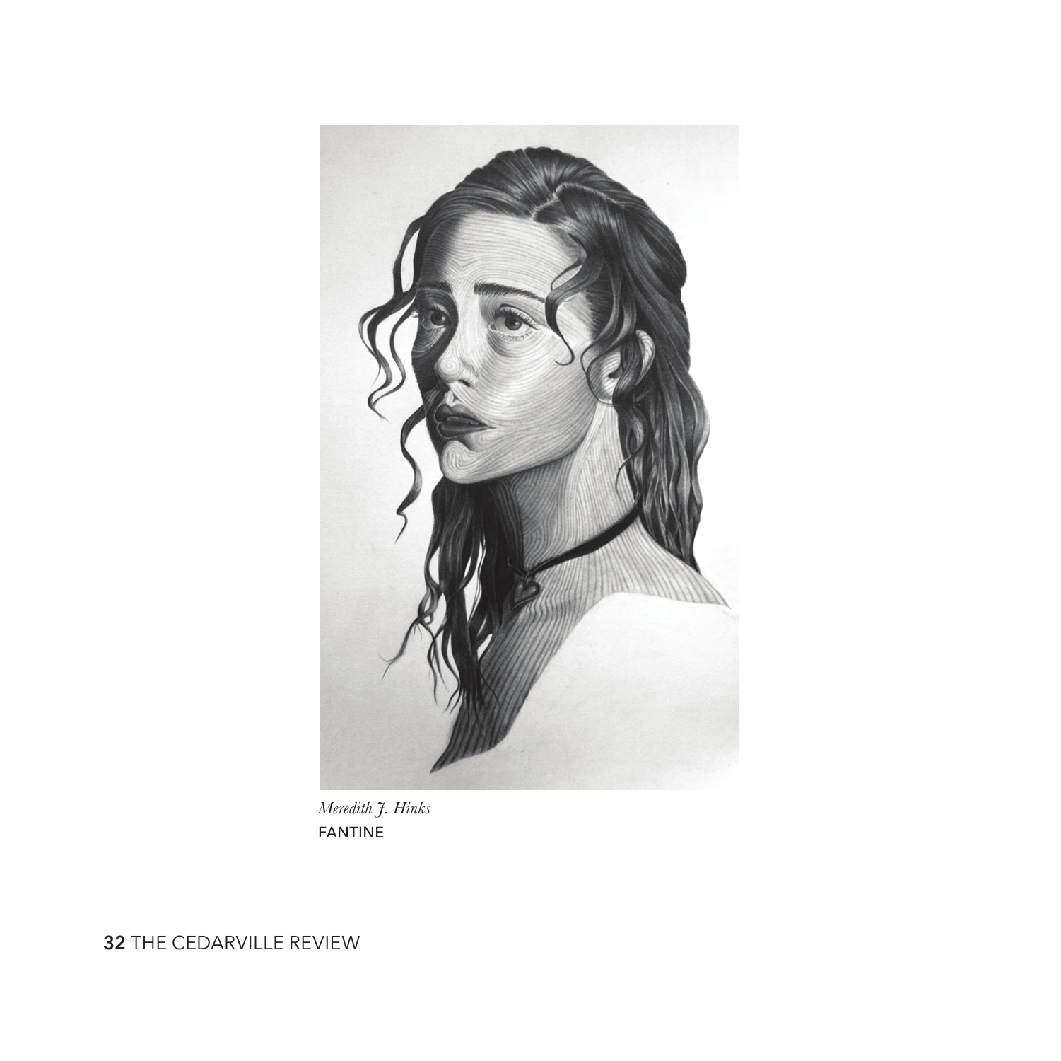*Meredith J. Hinks*
FANTINE